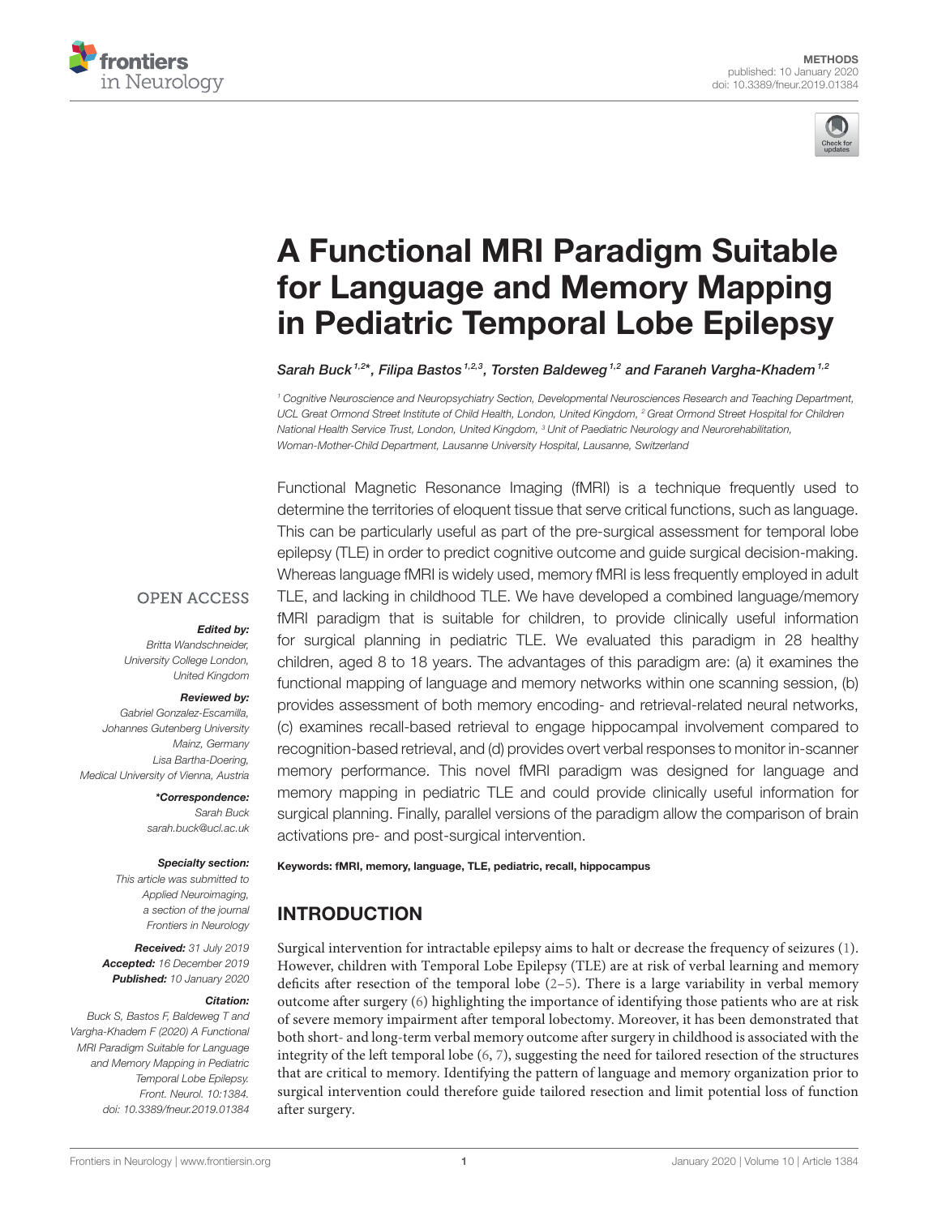METHODS
published: 10 January 2020
doi: 10.3389/fneur.2019.01384

# A Functional MRI Paradigm Suitable for Language and Memory Mapping in Pediatric Temporal Lobe Epilepsy

*Sarah Buck[1,2]\*, Filipa Bastos[1,2,3], Torsten Baldeweg[1,2] and Faraneh Vargha-Khadem[1,2]*

[1] Cognitive Neuroscience and Neuropsychiatry Section, Developmental Neurosciences Research and Teaching Department, UCL Great Ormond Street Institute of Child Health, London, United Kingdom, [2] Great Ormond Street Hospital for Children National Health Service Trust, London, United Kingdom, [3] Unit of Paediatric Neurology and Neurorehabilitation, Woman-Mother-Child Department, Lausanne University Hospital, Lausanne, Switzerland

OPEN ACCESS

**Edited by:**
*Britta Wandschneider, University College London, United Kingdom*

**Reviewed by:**
*Gabriel Gonzalez-Escamilla, Johannes Gutenberg University Mainz, Germany*
*Lisa Bartha-Doering, Medical University of Vienna, Austria*

**\*Correspondence:**
*Sarah Buck*
*sarah.buck@ucl.ac.uk*

**Specialty section:**
*This article was submitted to Applied Neuroimaging, a section of the journal Frontiers in Neurology*

**Received:** *31 July 2019*
**Accepted:** *16 December 2019*
**Published:** *10 January 2020*

**Citation:**
*Buck S, Bastos F, Baldeweg T and Vargha-Khadem F (2020) A Functional MRI Paradigm Suitable for Language and Memory Mapping in Pediatric Temporal Lobe Epilepsy. Front. Neurol. 10:1384. doi: 10.3389/fneur.2019.01384*

Functional Magnetic Resonance Imaging (fMRI) is a technique frequently used to determine the territories of eloquent tissue that serve critical functions, such as language. This can be particularly useful as part of the pre-surgical assessment for temporal lobe epilepsy (TLE) in order to predict cognitive outcome and guide surgical decision-making. Whereas language fMRI is widely used, memory fMRI is less frequently employed in adult TLE, and lacking in childhood TLE. We have developed a combined language/memory fMRI paradigm that is suitable for children, to provide clinically useful information for surgical planning in pediatric TLE. We evaluated this paradigm in 28 healthy children, aged 8 to 18 years. The advantages of this paradigm are: (a) it examines the functional mapping of language and memory networks within one scanning session, (b) provides assessment of both memory encoding- and retrieval-related neural networks, (c) examines recall-based retrieval to engage hippocampal involvement compared to recognition-based retrieval, and (d) provides overt verbal responses to monitor in-scanner memory performance. This novel fMRI paradigm was designed for language and memory mapping in pediatric TLE and could provide clinically useful information for surgical planning. Finally, parallel versions of the paradigm allow the comparison of brain activations pre- and post-surgical intervention.

**Keywords: fMRI, memory, language, TLE, pediatric, recall, hippocampus**

## INTRODUCTION

Surgical intervention for intractable epilepsy aims to halt or decrease the frequency of seizures (1). However, children with Temporal Lobe Epilepsy (TLE) are at risk of verbal learning and memory deficits after resection of the temporal lobe (2–5). There is a large variability in verbal memory outcome after surgery (6) highlighting the importance of identifying those patients who are at risk of severe memory impairment after temporal lobectomy. Moreover, it has been demonstrated that both short- and long-term verbal memory outcome after surgery in childhood is associated with the integrity of the left temporal lobe (6, 7), suggesting the need for tailored resection of the structures that are critical to memory. Identifying the pattern of language and memory organization prior to surgical intervention could therefore guide tailored resection and limit potential loss of function after surgery.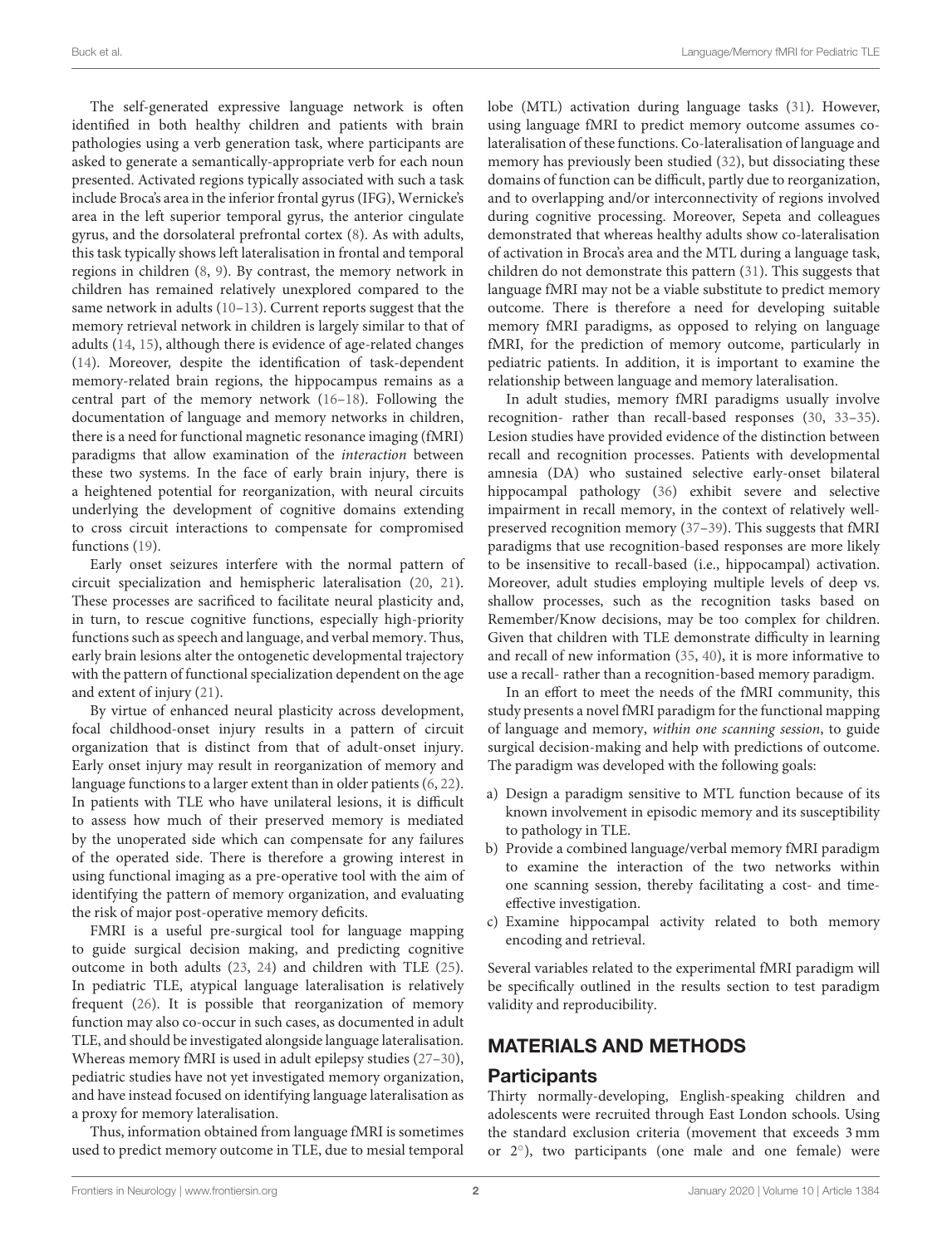The self-generated expressive language network is often identified in both healthy children and patients with brain pathologies using a verb generation task, where participants are asked to generate a semantically-appropriate verb for each noun presented. Activated regions typically associated with such a task include Broca's area in the inferior frontal gyrus (IFG), Wernicke's area in the left superior temporal gyrus, the anterior cingulate gyrus, and the dorsolateral prefrontal cortex (8). As with adults, this task typically shows left lateralisation in frontal and temporal regions in children (8, 9). By contrast, the memory network in children has remained relatively unexplored compared to the same network in adults (10–13). Current reports suggest that the memory retrieval network in children is largely similar to that of adults (14, 15), although there is evidence of age-related changes (14). Moreover, despite the identification of task-dependent memory-related brain regions, the hippocampus remains as a central part of the memory network (16–18). Following the documentation of language and memory networks in children, there is a need for functional magnetic resonance imaging (fMRI) paradigms that allow examination of the *interaction* between these two systems. In the face of early brain injury, there is a heightened potential for reorganization, with neural circuits underlying the development of cognitive domains extending to cross circuit interactions to compensate for compromised functions (19).

Early onset seizures interfere with the normal pattern of circuit specialization and hemispheric lateralisation (20, 21). These processes are sacrificed to facilitate neural plasticity and, in turn, to rescue cognitive functions, especially high-priority functions such as speech and language, and verbal memory. Thus, early brain lesions alter the ontogenetic developmental trajectory with the pattern of functional specialization dependent on the age and extent of injury (21).

By virtue of enhanced neural plasticity across development, focal childhood-onset injury results in a pattern of circuit organization that is distinct from that of adult-onset injury. Early onset injury may result in reorganization of memory and language functions to a larger extent than in older patients (6, 22). In patients with TLE who have unilateral lesions, it is difficult to assess how much of their preserved memory is mediated by the unoperated side which can compensate for any failures of the operated side. There is therefore a growing interest in using functional imaging as a pre-operative tool with the aim of identifying the pattern of memory organization, and evaluating the risk of major post-operative memory deficits.

FMRI is a useful pre-surgical tool for language mapping to guide surgical decision making, and predicting cognitive outcome in both adults (23, 24) and children with TLE (25). In pediatric TLE, atypical language lateralisation is relatively frequent (26). It is possible that reorganization of memory function may also co-occur in such cases, as documented in adult TLE, and should be investigated alongside language lateralisation. Whereas memory fMRI is used in adult epilepsy studies (27–30), pediatric studies have not yet investigated memory organization, and have instead focused on identifying language lateralisation as a proxy for memory lateralisation.

Thus, information obtained from language fMRI is sometimes used to predict memory outcome in TLE, due to mesial temporal lobe (MTL) activation during language tasks (31). However, using language fMRI to predict memory outcome assumes co-lateralisation of these functions. Co-lateralisation of language and memory has previously been studied (32), but dissociating these domains of function can be difficult, partly due to reorganization, and to overlapping and/or interconnectivity of regions involved during cognitive processing. Moreover, Sepeta and colleagues demonstrated that whereas healthy adults show co-lateralisation of activation in Broca's area and the MTL during a language task, children do not demonstrate this pattern (31). This suggests that language fMRI may not be a viable substitute to predict memory outcome. There is therefore a need for developing suitable memory fMRI paradigms, as opposed to relying on language fMRI, for the prediction of memory outcome, particularly in pediatric patients. In addition, it is important to examine the relationship between language and memory lateralisation.

In adult studies, memory fMRI paradigms usually involve recognition- rather than recall-based responses (30, 33–35). Lesion studies have provided evidence of the distinction between recall and recognition processes. Patients with developmental amnesia (DA) who sustained selective early-onset bilateral hippocampal pathology (36) exhibit severe and selective impairment in recall memory, in the context of relatively well-preserved recognition memory (37–39). This suggests that fMRI paradigms that use recognition-based responses are more likely to be insensitive to recall-based (i.e., hippocampal) activation. Moreover, adult studies employing multiple levels of deep vs. shallow processes, such as the recognition tasks based on Remember/Know decisions, may be too complex for children. Given that children with TLE demonstrate difficulty in learning and recall of new information (35, 40), it is more informative to use a recall- rather than a recognition-based memory paradigm.

In an effort to meet the needs of the fMRI community, this study presents a novel fMRI paradigm for the functional mapping of language and memory, *within one scanning session*, to guide surgical decision-making and help with predictions of outcome. The paradigm was developed with the following goals:

a) Design a paradigm sensitive to MTL function because of its known involvement in episodic memory and its susceptibility to pathology in TLE.
b) Provide a combined language/verbal memory fMRI paradigm to examine the interaction of the two networks within one scanning session, thereby facilitating a cost- and time-effective investigation.
c) Examine hippocampal activity related to both memory encoding and retrieval.

Several variables related to the experimental fMRI paradigm will be specifically outlined in the results section to test paradigm validity and reproducibility.

## MATERIALS AND METHODS

### Participants

Thirty normally-developing, English-speaking children and adolescents were recruited through East London schools. Using the standard exclusion criteria (movement that exceeds 3 mm or 2°), two participants (one male and one female) were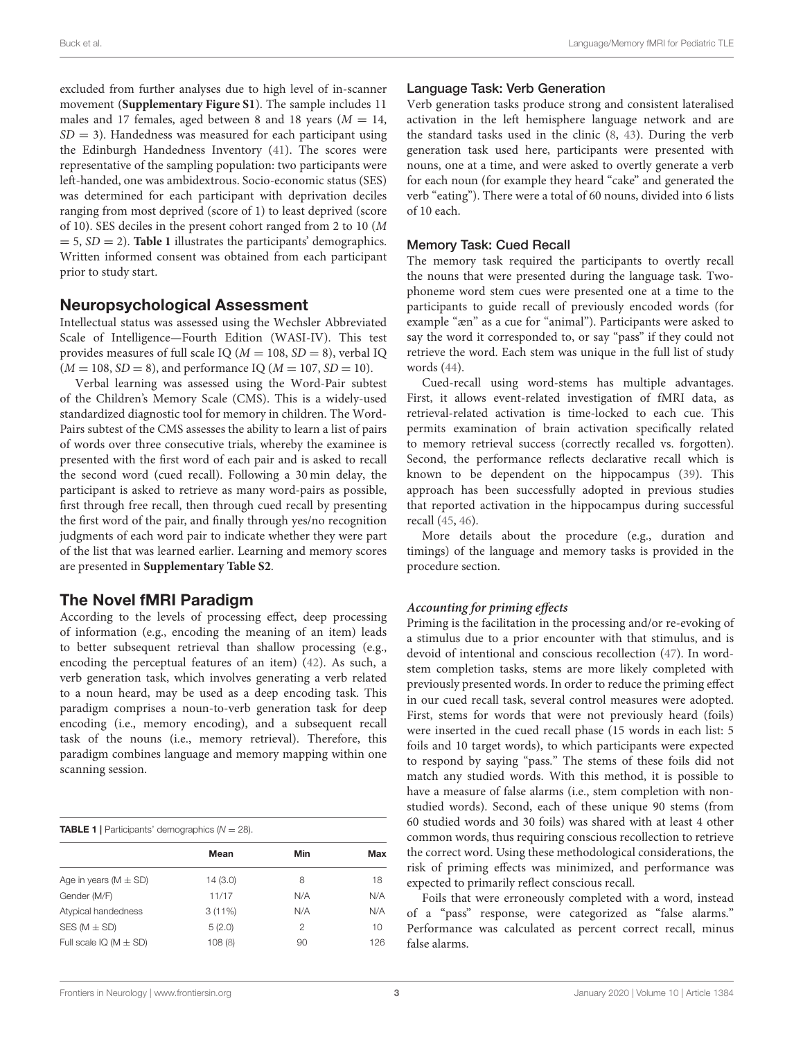excluded from further analyses due to high level of in-scanner movement (**Supplementary Figure S1**). The sample includes 11 males and 17 females, aged between 8 and 18 years ($M = 14$, $SD = 3$). Handedness was measured for each participant using the Edinburgh Handedness Inventory (41). The scores were representative of the sampling population: two participants were left-handed, one was ambidextrous. Socio-economic status (SES) was determined for each participant with deprivation deciles ranging from most deprived (score of 1) to least deprived (score of 10). SES deciles in the present cohort ranged from 2 to 10 ($M = 5$, $SD = 2$). **Table 1** illustrates the participants' demographics. Written informed consent was obtained from each participant prior to study start.

## Neuropsychological Assessment

Intellectual status was assessed using the Wechsler Abbreviated Scale of Intelligence—Fourth Edition (WASI-IV). This test provides measures of full scale IQ ($M = 108$, $SD = 8$), verbal IQ ($M = 108$, $SD = 8$), and performance IQ ($M = 107$, $SD = 10$).

Verbal learning was assessed using the Word-Pair subtest of the Children's Memory Scale (CMS). This is a widely-used standardized diagnostic tool for memory in children. The Word-Pairs subtest of the CMS assesses the ability to learn a list of pairs of words over three consecutive trials, whereby the examinee is presented with the first word of each pair and is asked to recall the second word (cued recall). Following a 30 min delay, the participant is asked to retrieve as many word-pairs as possible, first through free recall, then through cued recall by presenting the first word of the pair, and finally through yes/no recognition judgments of each word pair to indicate whether they were part of the list that was learned earlier. Learning and memory scores are presented in **Supplementary Table S2**.

## The Novel fMRI Paradigm

According to the levels of processing effect, deep processing of information (e.g., encoding the meaning of an item) leads to better subsequent retrieval than shallow processing (e.g., encoding the perceptual features of an item) (42). As such, a verb generation task, which involves generating a verb related to a noun heard, may be used as a deep encoding task. This paradigm comprises a noun-to-verb generation task for deep encoding (i.e., memory encoding), and a subsequent recall task of the nouns (i.e., memory retrieval). Therefore, this paradigm combines language and memory mapping within one scanning session.

**TABLE 1** | Participants' demographics ($N = 28$).

| | Mean | Min | Max |
|---|---|---|---|
| Age in years (M ± SD) | 14 (3.0) | 8 | 18 |
| Gender (M/F) | 11/17 | N/A | N/A |
| Atypical handedness | 3 (11%) | N/A | N/A |
| SES (M ± SD) | 5 (2.0) | 2 | 10 |
| Full scale IQ (M ± SD) | 108 (8) | 90 | 126 |

### Language Task: Verb Generation

Verb generation tasks produce strong and consistent lateralised activation in the left hemisphere language network and are the standard tasks used in the clinic (8, 43). During the verb generation task used here, participants were presented with nouns, one at a time, and were asked to overtly generate a verb for each noun (for example they heard "cake" and generated the verb "eating"). There were a total of 60 nouns, divided into 6 lists of 10 each.

### Memory Task: Cued Recall

The memory task required the participants to overtly recall the nouns that were presented during the language task. Two-phoneme word stem cues were presented one at a time to the participants to guide recall of previously encoded words (for example "æn" as a cue for "animal"). Participants were asked to say the word it corresponded to, or say "pass" if they could not retrieve the word. Each stem was unique in the full list of study words (44).

Cued-recall using word-stems has multiple advantages. First, it allows event-related investigation of fMRI data, as retrieval-related activation is time-locked to each cue. This permits examination of brain activation specifically related to memory retrieval success (correctly recalled vs. forgotten). Second, the performance reflects declarative recall which is known to be dependent on the hippocampus (39). This approach has been successfully adopted in previous studies that reported activation in the hippocampus during successful recall (45, 46).

More details about the procedure (e.g., duration and timings) of the language and memory tasks is provided in the procedure section.

#### *Accounting for priming effects*

Priming is the facilitation in the processing and/or re-evoking of a stimulus due to a prior encounter with that stimulus, and is devoid of intentional and conscious recollection (47). In word-stem completion tasks, stems are more likely completed with previously presented words. In order to reduce the priming effect in our cued recall task, several control measures were adopted. First, stems for words that were not previously heard (foils) were inserted in the cued recall phase (15 words in each list: 5 foils and 10 target words), to which participants were expected to respond by saying "pass." The stems of these foils did not match any studied words. With this method, it is possible to have a measure of false alarms (i.e., stem completion with non-studied words). Second, each of these unique 90 stems (from 60 studied words and 30 foils) was shared with at least 4 other common words, thus requiring conscious recollection to retrieve the correct word. Using these methodological considerations, the risk of priming effects was minimized, and performance was expected to primarily reflect conscious recall.

Foils that were erroneously completed with a word, instead of a "pass" response, were categorized as "false alarms." Performance was calculated as percent correct recall, minus false alarms.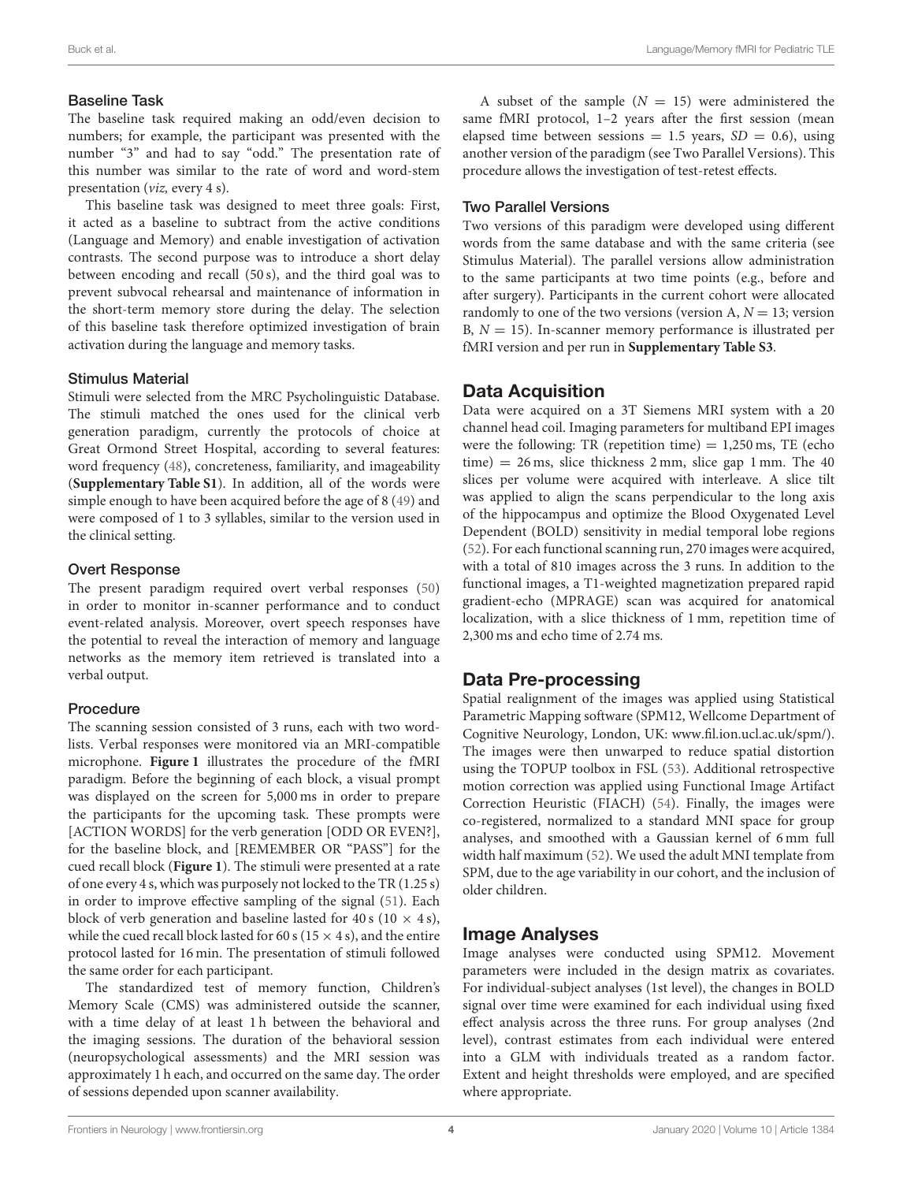### Baseline Task

The baseline task required making an odd/even decision to numbers; for example, the participant was presented with the number "3" and had to say "odd." The presentation rate of this number was similar to the rate of word and word-stem presentation (*viz,* every 4 s).

This baseline task was designed to meet three goals: First, it acted as a baseline to subtract from the active conditions (Language and Memory) and enable investigation of activation contrasts. The second purpose was to introduce a short delay between encoding and recall (50 s), and the third goal was to prevent subvocal rehearsal and maintenance of information in the short-term memory store during the delay. The selection of this baseline task therefore optimized investigation of brain activation during the language and memory tasks.

### Stimulus Material

Stimuli were selected from the MRC Psycholinguistic Database. The stimuli matched the ones used for the clinical verb generation paradigm, currently the protocols of choice at Great Ormond Street Hospital, according to several features: word frequency (48), concreteness, familiarity, and imageability (**Supplementary Table S1**). In addition, all of the words were simple enough to have been acquired before the age of 8 (49) and were composed of 1 to 3 syllables, similar to the version used in the clinical setting.

### Overt Response

The present paradigm required overt verbal responses (50) in order to monitor in-scanner performance and to conduct event-related analysis. Moreover, overt speech responses have the potential to reveal the interaction of memory and language networks as the memory item retrieved is translated into a verbal output.

### Procedure

The scanning session consisted of 3 runs, each with two word-lists. Verbal responses were monitored via an MRI-compatible microphone. **Figure 1** illustrates the procedure of the fMRI paradigm. Before the beginning of each block, a visual prompt was displayed on the screen for 5,000 ms in order to prepare the participants for the upcoming task. These prompts were [ACTION WORDS] for the verb generation [ODD OR EVEN?], for the baseline block, and [REMEMBER OR "PASS"] for the cued recall block (**Figure 1**). The stimuli were presented at a rate of one every 4 s, which was purposely not locked to the TR (1.25 s) in order to improve effective sampling of the signal (51). Each block of verb generation and baseline lasted for 40 s (10 × 4 s), while the cued recall block lasted for 60 s (15 × 4 s), and the entire protocol lasted for 16 min. The presentation of stimuli followed the same order for each participant.

The standardized test of memory function, Children's Memory Scale (CMS) was administered outside the scanner, with a time delay of at least 1 h between the behavioral and the imaging sessions. The duration of the behavioral session (neuropsychological assessments) and the MRI session was approximately 1 h each, and occurred on the same day. The order of sessions depended upon scanner availability.

A subset of the sample ($N = 15$) were administered the same fMRI protocol, 1–2 years after the first session (mean elapsed time between sessions = 1.5 years, $SD = 0.6$), using another version of the paradigm (see Two Parallel Versions). This procedure allows the investigation of test-retest effects.

### Two Parallel Versions

Two versions of this paradigm were developed using different words from the same database and with the same criteria (see Stimulus Material). The parallel versions allow administration to the same participants at two time points (e.g., before and after surgery). Participants in the current cohort were allocated randomly to one of the two versions (version A, $N = 13$; version B, $N = 15$). In-scanner memory performance is illustrated per fMRI version and per run in **Supplementary Table S3**.

## Data Acquisition

Data were acquired on a 3T Siemens MRI system with a 20 channel head coil. Imaging parameters for multiband EPI images were the following: TR (repetition time) = 1,250 ms, TE (echo time) = 26 ms, slice thickness 2 mm, slice gap 1 mm. The 40 slices per volume were acquired with interleave. A slice tilt was applied to align the scans perpendicular to the long axis of the hippocampus and optimize the Blood Oxygenated Level Dependent (BOLD) sensitivity in medial temporal lobe regions (52). For each functional scanning run, 270 images were acquired, with a total of 810 images across the 3 runs. In addition to the functional images, a T1-weighted magnetization prepared rapid gradient-echo (MPRAGE) scan was acquired for anatomical localization, with a slice thickness of 1 mm, repetition time of 2,300 ms and echo time of 2.74 ms.

## Data Pre-processing

Spatial realignment of the images was applied using Statistical Parametric Mapping software (SPM12, Wellcome Department of Cognitive Neurology, London, UK: www.fil.ion.ucl.ac.uk/spm/). The images were then unwarped to reduce spatial distortion using the TOPUP toolbox in FSL (53). Additional retrospective motion correction was applied using Functional Image Artifact Correction Heuristic (FIACH) (54). Finally, the images were co-registered, normalized to a standard MNI space for group analyses, and smoothed with a Gaussian kernel of 6 mm full width half maximum (52). We used the adult MNI template from SPM, due to the age variability in our cohort, and the inclusion of older children.

## Image Analyses

Image analyses were conducted using SPM12. Movement parameters were included in the design matrix as covariates. For individual-subject analyses (1st level), the changes in BOLD signal over time were examined for each individual using fixed effect analysis across the three runs. For group analyses (2nd level), contrast estimates from each individual were entered into a GLM with individuals treated as a random factor. Extent and height thresholds were employed, and are specified where appropriate.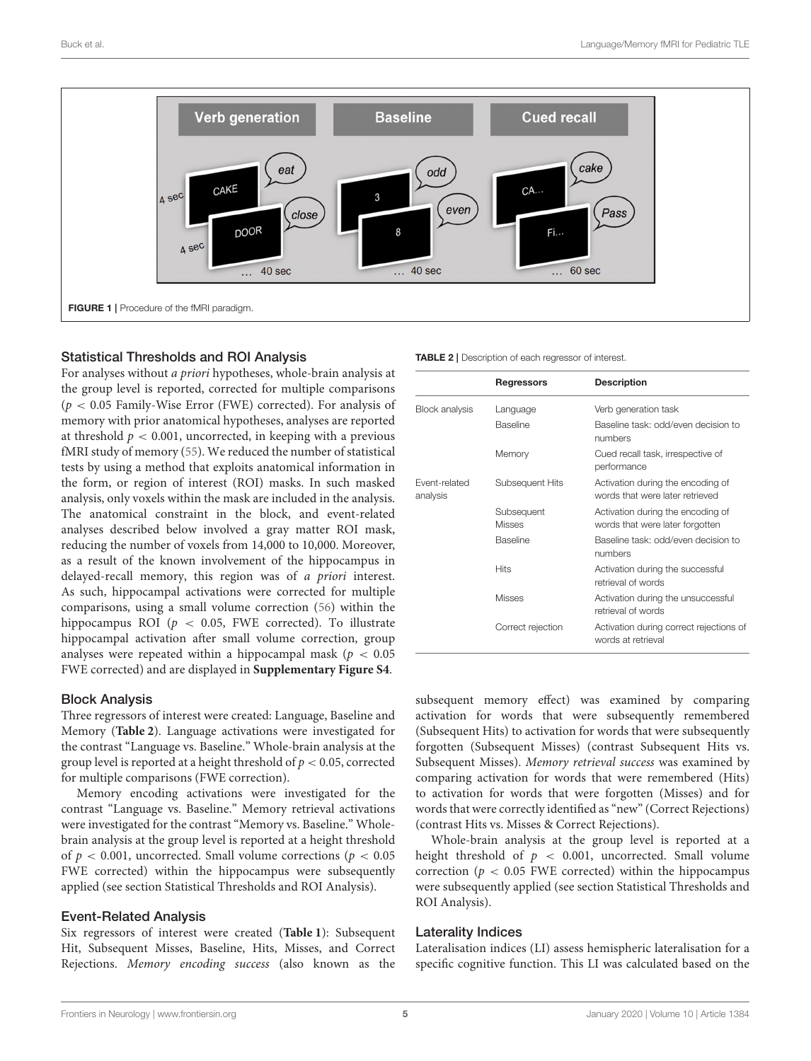FIGURE 1 | Procedure of the fMRI paradigm.

### Statistical Thresholds and ROI Analysis

For analyses without *a priori* hypotheses, whole-brain analysis at the group level is reported, corrected for multiple comparisons ($p < 0.05$ Family-Wise Error (FWE) corrected). For analysis of memory with prior anatomical hypotheses, analyses are reported at threshold $p < 0.001$, uncorrected, in keeping with a previous fMRI study of memory (55). We reduced the number of statistical tests by using a method that exploits anatomical information in the form, or region of interest (ROI) masks. In such masked analysis, only voxels within the mask are included in the analysis. The anatomical constraint in the block, and event-related analyses described below involved a gray matter ROI mask, reducing the number of voxels from 14,000 to 10,000. Moreover, as a result of the known involvement of the hippocampus in delayed-recall memory, this region was of *a priori* interest. As such, hippocampal activations were corrected for multiple comparisons, using a small volume correction (56) within the hippocampus ROI ($p < 0.05$, FWE corrected). To illustrate hippocampal activation after small volume correction, group analyses were repeated within a hippocampal mask ($p < 0.05$ FWE corrected) and are displayed in **Supplementary Figure S4**.

### Block Analysis

Three regressors of interest were created: Language, Baseline and Memory (**Table 2**). Language activations were investigated for the contrast "Language vs. Baseline." Whole-brain analysis at the group level is reported at a height threshold of $p < 0.05$, corrected for multiple comparisons (FWE correction).

Memory encoding activations were investigated for the contrast "Language vs. Baseline." Memory retrieval activations were investigated for the contrast "Memory vs. Baseline." Whole-brain analysis at the group level is reported at a height threshold of $p < 0.001$, uncorrected. Small volume corrections ($p < 0.05$ FWE corrected) within the hippocampus were subsequently applied (see section Statistical Thresholds and ROI Analysis).

### Event-Related Analysis

Six regressors of interest were created (**Table 1**): Subsequent Hit, Subsequent Misses, Baseline, Hits, Misses, and Correct Rejections. *Memory encoding success* (also known as the subsequent memory effect) was examined by comparing activation for words that were subsequently remembered (Subsequent Hits) to activation for words that were subsequently forgotten (Subsequent Misses) (contrast Subsequent Hits vs. Subsequent Misses). *Memory retrieval success* was examined by comparing activation for words that were remembered (Hits) to activation for words that were forgotten (Misses) and for words that were correctly identified as "new" (Correct Rejections) (contrast Hits vs. Misses & Correct Rejections).

Whole-brain analysis at the group level is reported at a height threshold of $p < 0.001$, uncorrected. Small volume correction ($p < 0.05$ FWE corrected) within the hippocampus were subsequently applied (see section Statistical Thresholds and ROI Analysis).

### Laterality Indices

Lateralisation indices (LI) assess hemispheric lateralisation for a specific cognitive function. This LI was calculated based on the

**TABLE 2 |** Description of each regressor of interest.

| | Regressors | Description |
|---|---|---|
| Block analysis | Language | Verb generation task |
| | Baseline | Baseline task: odd/even decision to numbers |
| | Memory | Cued recall task, irrespective of performance |
| Event-related analysis | Subsequent Hits | Activation during the encoding of words that were later retrieved |
| | Subsequent Misses | Activation during the encoding of words that were later forgotten |
| | Baseline | Baseline task: odd/even decision to numbers |
| | Hits | Activation during the successful retrieval of words |
| | Misses | Activation during the unsuccessful retrieval of words |
| | Correct rejection | Activation during correct rejections of words at retrieval |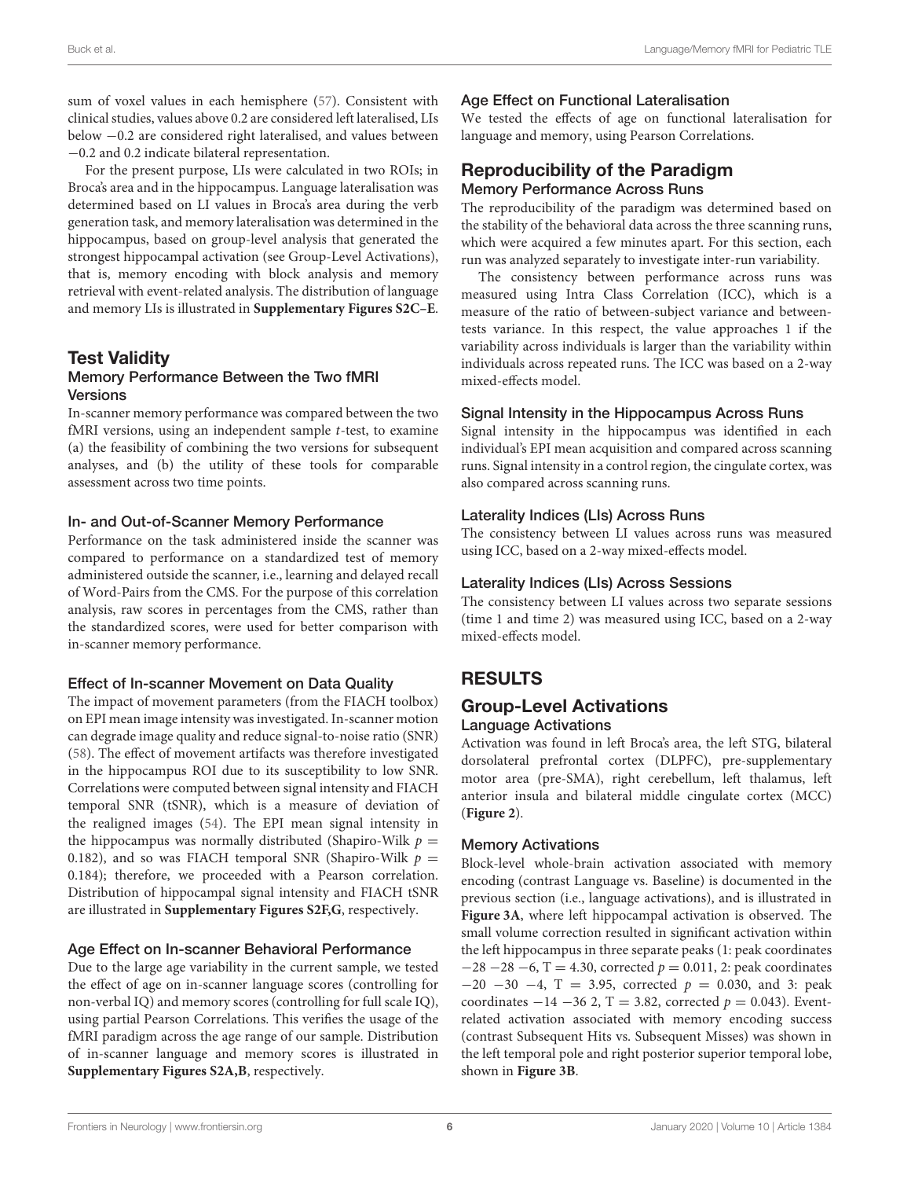sum of voxel values in each hemisphere (57). Consistent with clinical studies, values above 0.2 are considered left lateralised, LIs below −0.2 are considered right lateralised, and values between −0.2 and 0.2 indicate bilateral representation.

For the present purpose, LIs were calculated in two ROIs; in Broca's area and in the hippocampus. Language lateralisation was determined based on LI values in Broca's area during the verb generation task, and memory lateralisation was determined in the hippocampus, based on group-level analysis that generated the strongest hippocampal activation (see Group-Level Activations), that is, memory encoding with block analysis and memory retrieval with event-related analysis. The distribution of language and memory LIs is illustrated in **Supplementary Figures S2C–E**.

## Test Validity

### Memory Performance Between the Two fMRI Versions

In-scanner memory performance was compared between the two fMRI versions, using an independent sample *t*-test, to examine (a) the feasibility of combining the two versions for subsequent analyses, and (b) the utility of these tools for comparable assessment across two time points.

### In- and Out-of-Scanner Memory Performance

Performance on the task administered inside the scanner was compared to performance on a standardized test of memory administered outside the scanner, i.e., learning and delayed recall of Word-Pairs from the CMS. For the purpose of this correlation analysis, raw scores in percentages from the CMS, rather than the standardized scores, were used for better comparison with in-scanner memory performance.

### Effect of In-scanner Movement on Data Quality

The impact of movement parameters (from the FIACH toolbox) on EPI mean image intensity was investigated. In-scanner motion can degrade image quality and reduce signal-to-noise ratio (SNR) (58). The effect of movement artifacts was therefore investigated in the hippocampus ROI due to its susceptibility to low SNR. Correlations were computed between signal intensity and FIACH temporal SNR (tSNR), which is a measure of deviation of the realigned images (54). The EPI mean signal intensity in the hippocampus was normally distributed (Shapiro-Wilk $p = 0.182$), and so was FIACH temporal SNR (Shapiro-Wilk $p = 0.184$); therefore, we proceeded with a Pearson correlation. Distribution of hippocampal signal intensity and FIACH tSNR are illustrated in **Supplementary Figures S2F,G**, respectively.

### Age Effect on In-scanner Behavioral Performance

Due to the large age variability in the current sample, we tested the effect of age on in-scanner language scores (controlling for non-verbal IQ) and memory scores (controlling for full scale IQ), using partial Pearson Correlations. This verifies the usage of the fMRI paradigm across the age range of our sample. Distribution of in-scanner language and memory scores is illustrated in **Supplementary Figures S2A,B**, respectively.

### Age Effect on Functional Lateralisation

We tested the effects of age on functional lateralisation for language and memory, using Pearson Correlations.

## Reproducibility of the Paradigm

### Memory Performance Across Runs

The reproducibility of the paradigm was determined based on the stability of the behavioral data across the three scanning runs, which were acquired a few minutes apart. For this section, each run was analyzed separately to investigate inter-run variability.

The consistency between performance across runs was measured using Intra Class Correlation (ICC), which is a measure of the ratio of between-subject variance and between-tests variance. In this respect, the value approaches 1 if the variability across individuals is larger than the variability within individuals across repeated runs. The ICC was based on a 2-way mixed-effects model.

### Signal Intensity in the Hippocampus Across Runs

Signal intensity in the hippocampus was identified in each individual's EPI mean acquisition and compared across scanning runs. Signal intensity in a control region, the cingulate cortex, was also compared across scanning runs.

### Laterality Indices (LIs) Across Runs

The consistency between LI values across runs was measured using ICC, based on a 2-way mixed-effects model.

### Laterality Indices (LIs) Across Sessions

The consistency between LI values across two separate sessions (time 1 and time 2) was measured using ICC, based on a 2-way mixed-effects model.

# RESULTS

## Group-Level Activations

### Language Activations

Activation was found in left Broca's area, the left STG, bilateral dorsolateral prefrontal cortex (DLPFC), pre-supplementary motor area (pre-SMA), right cerebellum, left thalamus, left anterior insula and bilateral middle cingulate cortex (MCC) (**Figure 2**).

### Memory Activations

Block-level whole-brain activation associated with memory encoding (contrast Language vs. Baseline) is documented in the previous section (i.e., language activations), and is illustrated in **Figure 3A**, where left hippocampal activation is observed. The small volume correction resulted in significant activation within the left hippocampus in three separate peaks (1: peak coordinates −28 −28 −6, T = 4.30, corrected $p = 0.011$, 2: peak coordinates −20 −30 −4, T = 3.95, corrected $p = 0.030$, and 3: peak coordinates −14 −36 2, T = 3.82, corrected $p = 0.043$). Event-related activation associated with memory encoding success (contrast Subsequent Hits vs. Subsequent Misses) was shown in the left temporal pole and right posterior superior temporal lobe, shown in **Figure 3B**.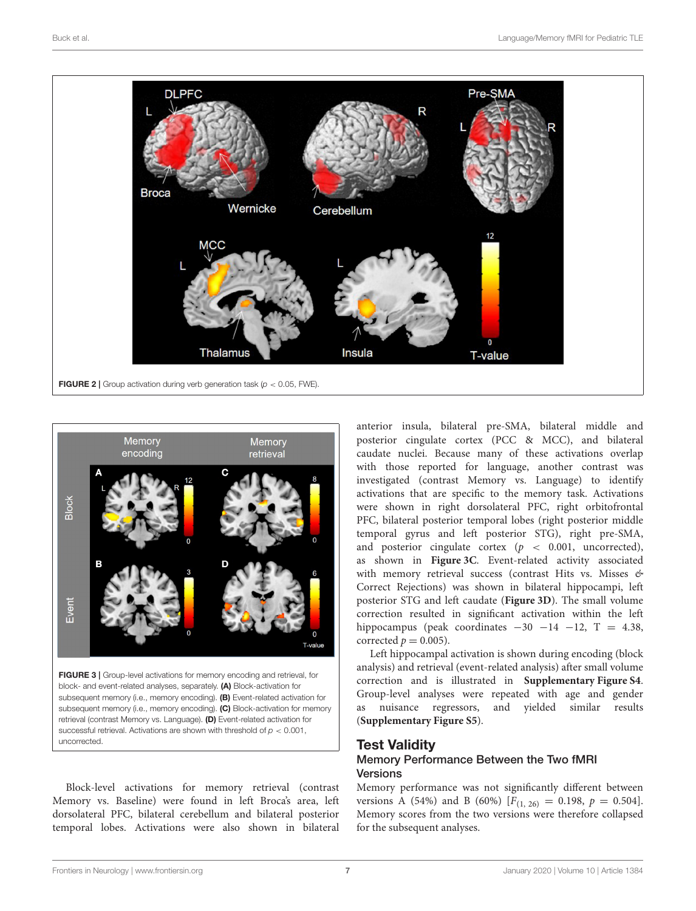FIGURE 2 | Group activation during verb generation task ($p < 0.05$, FWE).

FIGURE 3 | Group-level activations for memory encoding and retrieval, for block- and event-related analyses, separately. **(A)** Block-activation for subsequent memory (i.e., memory encoding). **(B)** Event-related activation for subsequent memory (i.e., memory encoding). **(C)** Block-activation for memory retrieval (contrast Memory vs. Language). **(D)** Event-related activation for successful retrieval. Activations are shown with threshold of $p < 0.001$, uncorrected.

Block-level activations for memory retrieval (contrast Memory vs. Baseline) were found in left Broca's area, left dorsolateral PFC, bilateral cerebellum and bilateral posterior temporal lobes. Activations were also shown in bilateral anterior insula, bilateral pre-SMA, bilateral middle and posterior cingulate cortex (PCC & MCC), and bilateral caudate nuclei. Because many of these activations overlap with those reported for language, another contrast was investigated (contrast Memory vs. Language) to identify activations that are specific to the memory task. Activations were shown in right dorsolateral PFC, right orbitofrontal PFC, bilateral posterior temporal lobes (right posterior middle temporal gyrus and left posterior STG), right pre-SMA, and posterior cingulate cortex ($p < 0.001$, uncorrected), as shown in **Figure 3C**. Event-related activity associated with memory retrieval success (contrast Hits vs. Misses & Correct Rejections) was shown in bilateral hippocampi, left posterior STG and left caudate (**Figure 3D**). The small volume correction resulted in significant activation within the left hippocampus (peak coordinates −30 −14 −12, T = 4.38, corrected $p = 0.005$).

Left hippocampal activation is shown during encoding (block analysis) and retrieval (event-related analysis) after small volume correction and is illustrated in **Supplementary Figure S4**. Group-level analyses were repeated with age and gender as nuisance regressors, and yielded similar results (**Supplementary Figure S5**).

## Test Validity

### Memory Performance Between the Two fMRI Versions

Memory performance was not significantly different between versions A (54%) and B (60%) [$F_{(1, 26)} = 0.198$, $p = 0.504$]. Memory scores from the two versions were therefore collapsed for the subsequent analyses.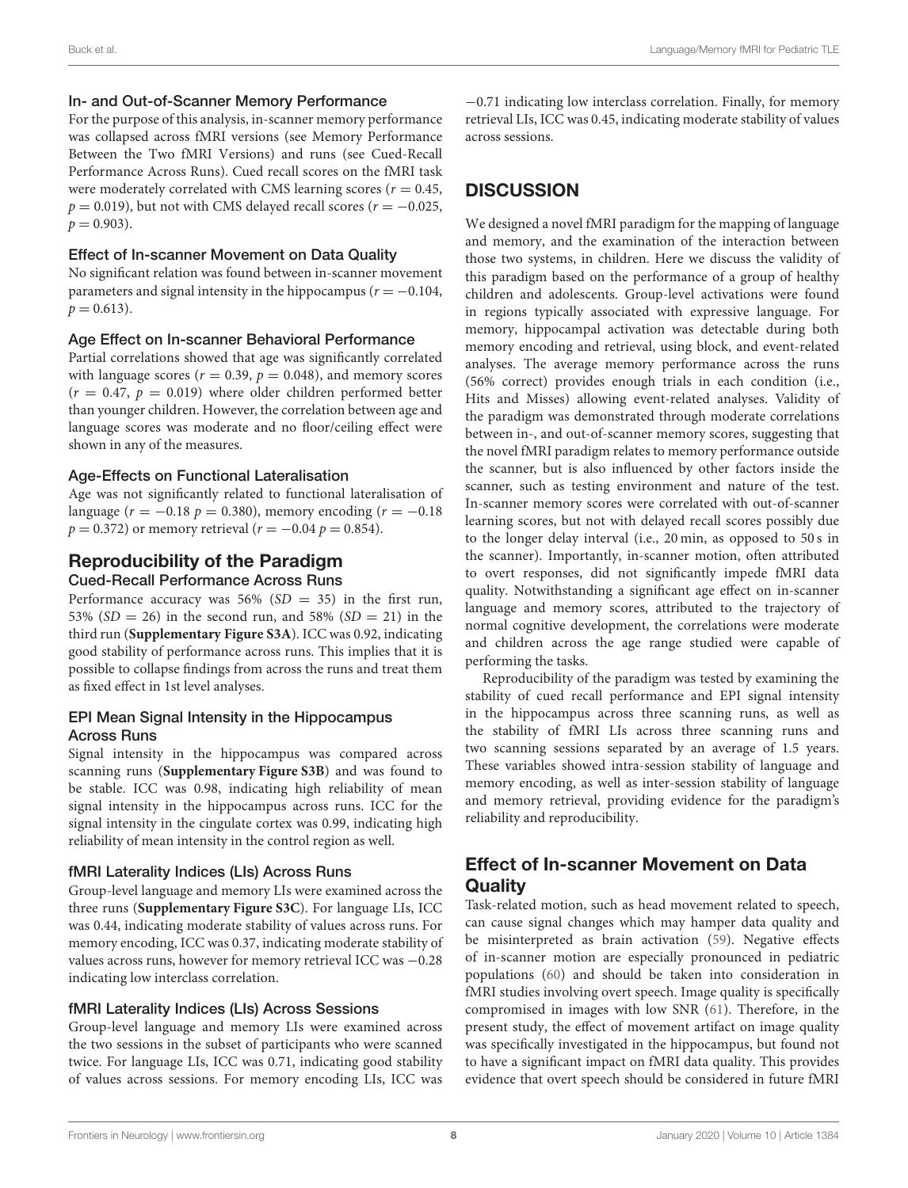### In- and Out-of-Scanner Memory Performance

For the purpose of this analysis, in-scanner memory performance was collapsed across fMRI versions (see Memory Performance Between the Two fMRI Versions) and runs (see Cued-Recall Performance Across Runs). Cued recall scores on the fMRI task were moderately correlated with CMS learning scores ($r = 0.45$, $p = 0.019$), but not with CMS delayed recall scores ($r = -0.025$, $p = 0.903$).

### Effect of In-scanner Movement on Data Quality

No significant relation was found between in-scanner movement parameters and signal intensity in the hippocampus ($r = -0.104$, $p = 0.613$).

### Age Effect on In-scanner Behavioral Performance

Partial correlations showed that age was significantly correlated with language scores ($r = 0.39$, $p = 0.048$), and memory scores ($r = 0.47$, $p = 0.019$) where older children performed better than younger children. However, the correlation between age and language scores was moderate and no floor/ceiling effect were shown in any of the measures.

### Age-Effects on Functional Lateralisation

Age was not significantly related to functional lateralisation of language ($r = -0.18$ $p = 0.380$), memory encoding ($r = -0.18$ $p = 0.372$) or memory retrieval ($r = -0.04$ $p = 0.854$).

## Reproducibility of the Paradigm

### Cued-Recall Performance Across Runs

Performance accuracy was 56% ($SD = 35$) in the first run, 53% ($SD = 26$) in the second run, and 58% ($SD = 21$) in the third run (**Supplementary Figure S3A**). ICC was 0.92, indicating good stability of performance across runs. This implies that it is possible to collapse findings from across the runs and treat them as fixed effect in 1st level analyses.

### EPI Mean Signal Intensity in the Hippocampus Across Runs

Signal intensity in the hippocampus was compared across scanning runs (**Supplementary Figure S3B**) and was found to be stable. ICC was 0.98, indicating high reliability of mean signal intensity in the hippocampus across runs. ICC for the signal intensity in the cingulate cortex was 0.99, indicating high reliability of mean intensity in the control region as well.

### fMRI Laterality Indices (LIs) Across Runs

Group-level language and memory LIs were examined across the three runs (**Supplementary Figure S3C**). For language LIs, ICC was 0.44, indicating moderate stability of values across runs. For memory encoding, ICC was 0.37, indicating moderate stability of values across runs, however for memory retrieval ICC was −0.28 indicating low interclass correlation.

### fMRI Laterality Indices (LIs) Across Sessions

Group-level language and memory LIs were examined across the two sessions in the subset of participants who were scanned twice. For language LIs, ICC was 0.71, indicating good stability of values across sessions. For memory encoding LIs, ICC was −0.71 indicating low interclass correlation. Finally, for memory retrieval LIs, ICC was 0.45, indicating moderate stability of values across sessions.

# DISCUSSION

We designed a novel fMRI paradigm for the mapping of language and memory, and the examination of the interaction between those two systems, in children. Here we discuss the validity of this paradigm based on the performance of a group of healthy children and adolescents. Group-level activations were found in regions typically associated with expressive language. For memory, hippocampal activation was detectable during both memory encoding and retrieval, using block, and event-related analyses. The average memory performance across the runs (56% correct) provides enough trials in each condition (i.e., Hits and Misses) allowing event-related analyses. Validity of the paradigm was demonstrated through moderate correlations between in-, and out-of-scanner memory scores, suggesting that the novel fMRI paradigm relates to memory performance outside the scanner, but is also influenced by other factors inside the scanner, such as testing environment and nature of the test. In-scanner memory scores were correlated with out-of-scanner learning scores, but not with delayed recall scores possibly due to the longer delay interval (i.e., 20 min, as opposed to 50 s in the scanner). Importantly, in-scanner motion, often attributed to overt responses, did not significantly impede fMRI data quality. Notwithstanding a significant age effect on in-scanner language and memory scores, attributed to the trajectory of normal cognitive development, the correlations were moderate and children across the age range studied were capable of performing the tasks.

Reproducibility of the paradigm was tested by examining the stability of cued recall performance and EPI signal intensity in the hippocampus across three scanning runs, as well as the stability of fMRI LIs across three scanning runs and two scanning sessions separated by an average of 1.5 years. These variables showed intra-session stability of language and memory encoding, as well as inter-session stability of language and memory retrieval, providing evidence for the paradigm's reliability and reproducibility.

## Effect of In-scanner Movement on Data Quality

Task-related motion, such as head movement related to speech, can cause signal changes which may hamper data quality and be misinterpreted as brain activation (59). Negative effects of in-scanner motion are especially pronounced in pediatric populations (60) and should be taken into consideration in fMRI studies involving overt speech. Image quality is specifically compromised in images with low SNR (61). Therefore, in the present study, the effect of movement artifact on image quality was specifically investigated in the hippocampus, but found not to have a significant impact on fMRI data quality. This provides evidence that overt speech should be considered in future fMRI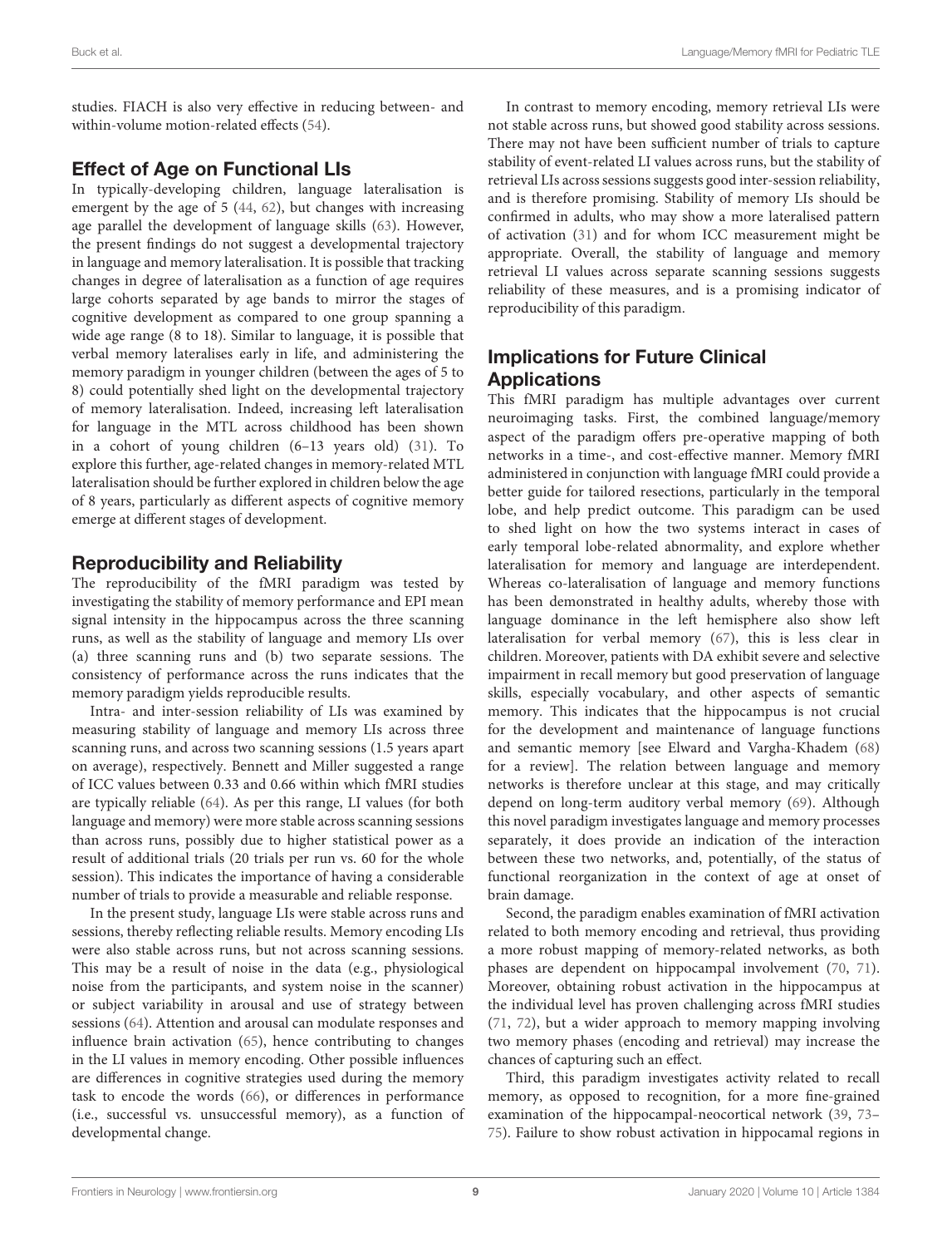studies. FIACH is also very effective in reducing between- and within-volume motion-related effects (54).

## Effect of Age on Functional LIs

In typically-developing children, language lateralisation is emergent by the age of 5 (44, 62), but changes with increasing age parallel the development of language skills (63). However, the present findings do not suggest a developmental trajectory in language and memory lateralisation. It is possible that tracking changes in degree of lateralisation as a function of age requires large cohorts separated by age bands to mirror the stages of cognitive development as compared to one group spanning a wide age range (8 to 18). Similar to language, it is possible that verbal memory lateralises early in life, and administering the memory paradigm in younger children (between the ages of 5 to 8) could potentially shed light on the developmental trajectory of memory lateralisation. Indeed, increasing left lateralisation for language in the MTL across childhood has been shown in a cohort of young children (6–13 years old) (31). To explore this further, age-related changes in memory-related MTL lateralisation should be further explored in children below the age of 8 years, particularly as different aspects of cognitive memory emerge at different stages of development.

## Reproducibility and Reliability

The reproducibility of the fMRI paradigm was tested by investigating the stability of memory performance and EPI mean signal intensity in the hippocampus across the three scanning runs, as well as the stability of language and memory LIs over (a) three scanning runs and (b) two separate sessions. The consistency of performance across the runs indicates that the memory paradigm yields reproducible results.

Intra- and inter-session reliability of LIs was examined by measuring stability of language and memory LIs across three scanning runs, and across two scanning sessions (1.5 years apart on average), respectively. Bennett and Miller suggested a range of ICC values between 0.33 and 0.66 within which fMRI studies are typically reliable (64). As per this range, LI values (for both language and memory) were more stable across scanning sessions than across runs, possibly due to higher statistical power as a result of additional trials (20 trials per run vs. 60 for the whole session). This indicates the importance of having a considerable number of trials to provide a measurable and reliable response.

In the present study, language LIs were stable across runs and sessions, thereby reflecting reliable results. Memory encoding LIs were also stable across runs, but not across scanning sessions. This may be a result of noise in the data (e.g., physiological noise from the participants, and system noise in the scanner) or subject variability in arousal and use of strategy between sessions (64). Attention and arousal can modulate responses and influence brain activation (65), hence contributing to changes in the LI values in memory encoding. Other possible influences are differences in cognitive strategies used during the memory task to encode the words (66), or differences in performance (i.e., successful vs. unsuccessful memory), as a function of developmental change.

In contrast to memory encoding, memory retrieval LIs were not stable across runs, but showed good stability across sessions. There may not have been sufficient number of trials to capture stability of event-related LI values across runs, but the stability of retrieval LIs across sessions suggests good inter-session reliability, and is therefore promising. Stability of memory LIs should be confirmed in adults, who may show a more lateralised pattern of activation (31) and for whom ICC measurement might be appropriate. Overall, the stability of language and memory retrieval LI values across separate scanning sessions suggests reliability of these measures, and is a promising indicator of reproducibility of this paradigm.

## Implications for Future Clinical Applications

This fMRI paradigm has multiple advantages over current neuroimaging tasks. First, the combined language/memory aspect of the paradigm offers pre-operative mapping of both networks in a time-, and cost-effective manner. Memory fMRI administered in conjunction with language fMRI could provide a better guide for tailored resections, particularly in the temporal lobe, and help predict outcome. This paradigm can be used to shed light on how the two systems interact in cases of early temporal lobe-related abnormality, and explore whether lateralisation for memory and language are interdependent. Whereas co-lateralisation of language and memory functions has been demonstrated in healthy adults, whereby those with language dominance in the left hemisphere also show left lateralisation for verbal memory (67), this is less clear in children. Moreover, patients with DA exhibit severe and selective impairment in recall memory but good preservation of language skills, especially vocabulary, and other aspects of semantic memory. This indicates that the hippocampus is not crucial for the development and maintenance of language functions and semantic memory [see Elward and Vargha-Khadem (68) for a review]. The relation between language and memory networks is therefore unclear at this stage, and may critically depend on long-term auditory verbal memory (69). Although this novel paradigm investigates language and memory processes separately, it does provide an indication of the interaction between these two networks, and, potentially, of the status of functional reorganization in the context of age at onset of brain damage.

Second, the paradigm enables examination of fMRI activation related to both memory encoding and retrieval, thus providing a more robust mapping of memory-related networks, as both phases are dependent on hippocampal involvement (70, 71). Moreover, obtaining robust activation in the hippocampus at the individual level has proven challenging across fMRI studies (71, 72), but a wider approach to memory mapping involving two memory phases (encoding and retrieval) may increase the chances of capturing such an effect.

Third, this paradigm investigates activity related to recall memory, as opposed to recognition, for a more fine-grained examination of the hippocampal-neocortical network (39, 73–75). Failure to show robust activation in hippocamal regions in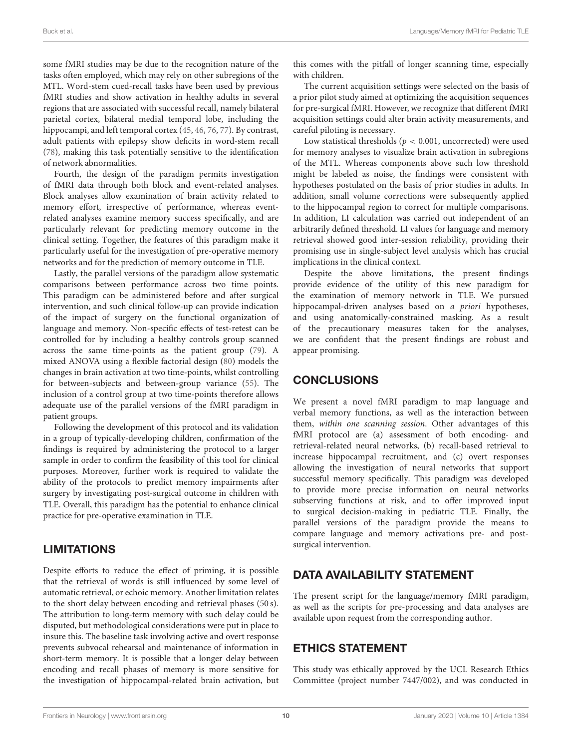some fMRI studies may be due to the recognition nature of the tasks often employed, which may rely on other subregions of the MTL. Word-stem cued-recall tasks have been used by previous fMRI studies and show activation in healthy adults in several regions that are associated with successful recall, namely bilateral parietal cortex, bilateral medial temporal lobe, including the hippocampi, and left temporal cortex (45, 46, 76, 77). By contrast, adult patients with epilepsy show deficits in word-stem recall (78), making this task potentially sensitive to the identification of network abnormalities.

Fourth, the design of the paradigm permits investigation of fMRI data through both block and event-related analyses. Block analyses allow examination of brain activity related to memory effort, irrespective of performance, whereas event-related analyses examine memory success specifically, and are particularly relevant for predicting memory outcome in the clinical setting. Together, the features of this paradigm make it particularly useful for the investigation of pre-operative memory networks and for the prediction of memory outcome in TLE.

Lastly, the parallel versions of the paradigm allow systematic comparisons between performance across two time points. This paradigm can be administered before and after surgical intervention, and such clinical follow-up can provide indication of the impact of surgery on the functional organization of language and memory. Non-specific effects of test-retest can be controlled for by including a healthy controls group scanned across the same time-points as the patient group (79). A mixed ANOVA using a flexible factorial design (80) models the changes in brain activation at two time-points, whilst controlling for between-subjects and between-group variance (55). The inclusion of a control group at two time-points therefore allows adequate use of the parallel versions of the fMRI paradigm in patient groups.

Following the development of this protocol and its validation in a group of typically-developing children, confirmation of the findings is required by administering the protocol to a larger sample in order to confirm the feasibility of this tool for clinical purposes. Moreover, further work is required to validate the ability of the protocols to predict memory impairments after surgery by investigating post-surgical outcome in children with TLE. Overall, this paradigm has the potential to enhance clinical practice for pre-operative examination in TLE.

## LIMITATIONS

Despite efforts to reduce the effect of priming, it is possible that the retrieval of words is still influenced by some level of automatic retrieval, or echoic memory. Another limitation relates to the short delay between encoding and retrieval phases (50 s). The attribution to long-term memory with such delay could be disputed, but methodological considerations were put in place to insure this. The baseline task involving active and overt response prevents subvocal rehearsal and maintenance of information in short-term memory. It is possible that a longer delay between encoding and recall phases of memory is more sensitive for the investigation of hippocampal-related brain activation, but this comes with the pitfall of longer scanning time, especially with children.

The current acquisition settings were selected on the basis of a prior pilot study aimed at optimizing the acquisition sequences for pre-surgical fMRI. However, we recognize that different fMRI acquisition settings could alter brain activity measurements, and careful piloting is necessary.

Low statistical thresholds ($p < 0.001$, uncorrected) were used for memory analyses to visualize brain activation in subregions of the MTL. Whereas components above such low threshold might be labeled as noise, the findings were consistent with hypotheses postulated on the basis of prior studies in adults. In addition, small volume corrections were subsequently applied to the hippocampal region to correct for multiple comparisons. In addition, LI calculation was carried out independent of an arbitrarily defined threshold. LI values for language and memory retrieval showed good inter-session reliability, providing their promising use in single-subject level analysis which has crucial implications in the clinical context.

Despite the above limitations, the present findings provide evidence of the utility of this new paradigm for the examination of memory network in TLE. We pursued hippocampal-driven analyses based on *a priori* hypotheses, and using anatomically-constrained masking. As a result of the precautionary measures taken for the analyses, we are confident that the present findings are robust and appear promising.

## CONCLUSIONS

We present a novel fMRI paradigm to map language and verbal memory functions, as well as the interaction between them, *within one scanning session*. Other advantages of this fMRI protocol are (a) assessment of both encoding- and retrieval-related neural networks, (b) recall-based retrieval to increase hippocampal recruitment, and (c) overt responses allowing the investigation of neural networks that support successful memory specifically. This paradigm was developed to provide more precise information on neural networks subserving functions at risk, and to offer improved input to surgical decision-making in pediatric TLE. Finally, the parallel versions of the paradigm provide the means to compare language and memory activations pre- and post-surgical intervention.

## DATA AVAILABILITY STATEMENT

The present script for the language/memory fMRI paradigm, as well as the scripts for pre-processing and data analyses are available upon request from the corresponding author.

## ETHICS STATEMENT

This study was ethically approved by the UCL Research Ethics Committee (project number 7447/002), and was conducted in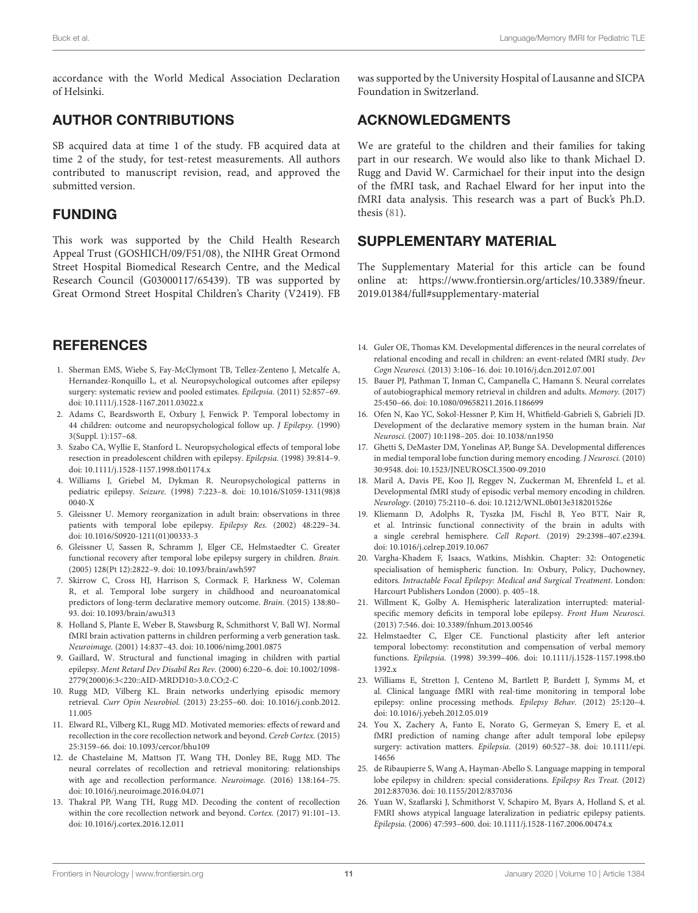accordance with the World Medical Association Declaration of Helsinki.

## AUTHOR CONTRIBUTIONS

SB acquired data at time 1 of the study. FB acquired data at time 2 of the study, for test-retest measurements. All authors contributed to manuscript revision, read, and approved the submitted version.

## FUNDING

This work was supported by the Child Health Research Appeal Trust (GOSHICH/09/F51/08), the NIHR Great Ormond Street Hospital Biomedical Research Centre, and the Medical Research Council (G03000117/65439). TB was supported by Great Ormond Street Hospital Children's Charity (V2419). FB was supported by the University Hospital of Lausanne and SICPA Foundation in Switzerland.

## ACKNOWLEDGMENTS

We are grateful to the children and their families for taking part in our research. We would also like to thank Michael D. Rugg and David W. Carmichael for their input into the design of the fMRI task, and Rachael Elward for her input into the fMRI data analysis. This research was a part of Buck's Ph.D. thesis (81).

## SUPPLEMENTARY MATERIAL

The Supplementary Material for this article can be found online at: https://www.frontiersin.org/articles/10.3389/fneur.2019.01384/full#supplementary-material

## REFERENCES

1. Sherman EMS, Wiebe S, Fay-McClymont TB, Tellez-Zenteno J, Metcalfe A, Hernandez-Ronquillo L, et al. Neuropsychological outcomes after epilepsy surgery: systematic review and pooled estimates. *Epilepsia*. (2011) 52:857–69. doi: 10.1111/j.1528-1167.2011.03022.x
2. Adams C, Beardsworth E, Oxbury J, Fenwick P. Temporal lobectomy in 44 children: outcome and neuropsychological follow up. *J Epilepsy*. (1990) 3(Suppl. 1):157–68.
3. Szabo CA, Wyllie E, Stanford L. Neuropsychological effects of temporal lobe resection in preadolescent children with epilepsy. *Epilepsia*. (1998) 39:814–9. doi: 10.1111/j.1528-1157.1998.tb01174.x
4. Williams J, Griebel M, Dykman R. Neuropsychological patterns in pediatric epilepsy. *Seizure*. (1998) 7:223–8. doi: 10.1016/S1059-1311(98)80040-X
5. Gleissner U. Memory reorganization in adult brain: observations in three patients with temporal lobe epilepsy. *Epilepsy Res*. (2002) 48:229–34. doi: 10.1016/S0920-1211(01)00333-3
6. Gleissner U, Sassen R, Schramm J, Elger CE, Helmstaedter C. Greater functional recovery after temporal lobe epilepsy surgery in children. *Brain*. (2005) 128(Pt 12):2822–9. doi: 10.1093/brain/awh597
7. Skirrow C, Cross HJ, Harrison S, Cormack F, Harkness W, Coleman R, et al. Temporal lobe surgery in childhood and neuroanatomical predictors of long-term declarative memory outcome. *Brain*. (2015) 138:80–93. doi: 10.1093/brain/awu313
8. Holland S, Plante E, Weber B, Stawsburg R, Schmithorst V, Ball WJ. Normal fMRI brain activation patterns in children performing a verb generation task. *Neuroimage*. (2001) 14:837–43. doi: 10.1006/nimg.2001.0875
9. Gaillard, W. Structural and functional imaging in children with partial epilepsy. *Ment Retard Dev Disabil Res Rev*. (2000) 6:220–6. doi: 10.1002/1098-2779(2000)6:3<220::AID-MRDD10>3.0.CO;2-C
10. Rugg MD, Vilberg KL. Brain networks underlying episodic memory retrieval. *Curr Opin Neurobiol*. (2013) 23:255–60. doi: 10.1016/j.conb.2012.11.005
11. Elward RL, Vilberg KL, Rugg MD. Motivated memories: effects of reward and recollection in the core recollection network and beyond. *Cereb Cortex*. (2015) 25:3159–66. doi: 10.1093/cercor/bhu109
12. de Chastelaine M, Mattson JT, Wang TH, Donley BE, Rugg MD. The neural correlates of recollection and retrieval monitoring: relationships with age and recollection performance. *Neuroimage*. (2016) 138:164–75. doi: 10.1016/j.neuroimage.2016.04.071
13. Thakral PP, Wang TH, Rugg MD. Decoding the content of recollection within the core recollection network and beyond. *Cortex*. (2017) 91:101–13. doi: 10.1016/j.cortex.2016.12.011
14. Guler OE, Thomas KM. Developmental differences in the neural correlates of relational encoding and recall in children: an event-related fMRI study. *Dev Cogn Neurosci*. (2013) 3:106–16. doi: 10.1016/j.dcn.2012.07.001
15. Bauer PJ, Pathman T, Inman C, Campanella C, Hamann S. Neural correlates of autobiographical memory retrieval in children and adults. *Memory*. (2017) 25:450–66. doi: 10.1080/09658211.2016.1186699
16. Ofen N, Kao YC, Sokol-Hessner P, Kim H, Whitfield-Gabrieli S, Gabrieli JD. Development of the declarative memory system in the human brain. *Nat Neurosci*. (2007) 10:1198–205. doi: 10.1038/nn1950
17. Ghetti S, DeMaster DM, Yonelinas AP, Bunge SA. Developmental differences in medial temporal lobe function during memory encoding. *J Neurosci*. (2010) 30:9548. doi: 10.1523/JNEUROSCI.3500-09.2010
18. Maril A, Davis PE, Koo JJ, Reggev N, Zuckerman M, Ehrenfeld L, et al. Developmental fMRI study of episodic verbal memory encoding in children. *Neurology*. (2010) 75:2110–6. doi: 10.1212/WNL.0b013e318201526e
19. Kliemann D, Adolphs R, Tyszka JM, Fischl B, Yeo BTT, Nair R, et al. Intrinsic functional connectivity of the brain in adults with a single cerebral hemisphere. *Cell Report*. (2019) 29:2398–407.e2394. doi: 10.1016/j.celrep.2019.10.067
20. Vargha-Khadem F, Isaacs, Watkins, Mishkin. Chapter: 32: Ontogenetic specialisation of hemispheric function. In: Oxbury, Policy, Duchowney, editors. *Intractable Focal Epilepsy: Medical and Surgical Treatment*. London: Harcourt Publishers London (2000). p. 405–18.
21. Willment K, Golby A. Hemispheric lateralization interrupted: material-specific memory deficits in temporal lobe epilepsy. *Front Hum Neurosci*. (2013) 7:546. doi: 10.3389/fnhum.2013.00546
22. Helmstaedter C, Elger CE. Functional plasticity after left anterior temporal lobectomy: reconstitution and compensation of verbal memory functions. *Epilepsia*. (1998) 39:399–406. doi: 10.1111/j.1528-1157.1998.tb01392.x
23. Williams E, Stretton J, Centeno M, Bartlett P, Burdett J, Symms M, et al. Clinical language fMRI with real-time monitoring in temporal lobe epilepsy: online processing methods. *Epilepsy Behav*. (2012) 25:120–4. doi: 10.1016/j.yebeh.2012.05.019
24. You X, Zachery A, Fanto E, Norato G, Germeyan S, Emery E, et al. fMRI prediction of naming change after adult temporal lobe epilepsy surgery: activation matters. *Epilepsia*. (2019) 60:527–38. doi: 10.1111/epi.14656
25. de Ribaupierre S, Wang A, Hayman-Abello S. Language mapping in temporal lobe epilepsy in children: special considerations. *Epilepsy Res Treat*. (2012) 2012:837036. doi: 10.1155/2012/837036
26. Yuan W, Szaflarski J, Schmithorst V, Schapiro M, Byars A, Holland S, et al. FMRI shows atypical language lateralization in pediatric epilepsy patients. *Epilepsia*. (2006) 47:593–600. doi: 10.1111/j.1528-1167.2006.00474.x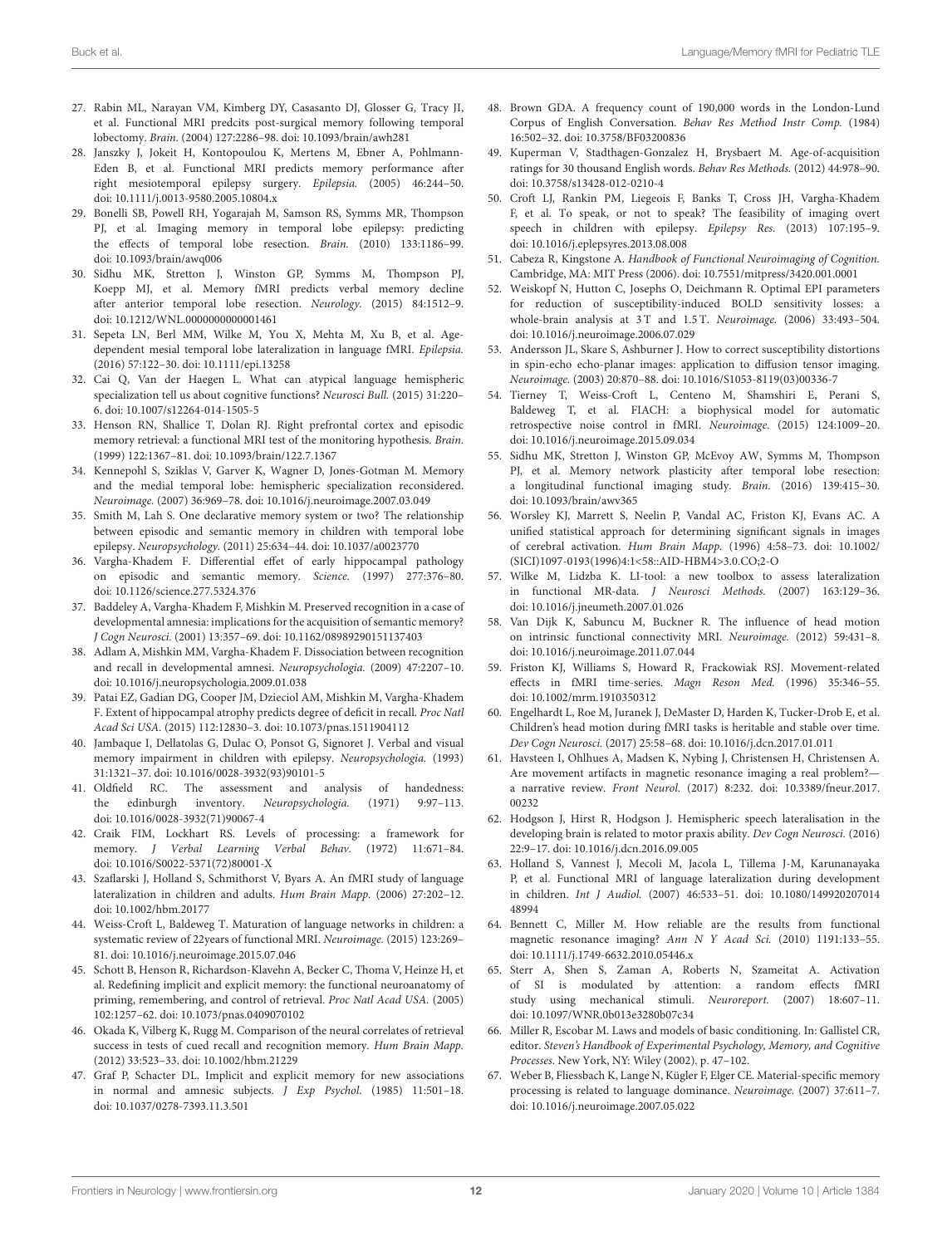27. Rabin ML, Narayan VM, Kimberg DY, Casasanto DJ, Glosser G, Tracy JI, et al. Functional MRI predcits post-surgical memory following temporal lobectomy. *Brain.* (2004) 127:2286–98. doi: 10.1093/brain/awh281
28. Janszky J, Jokeit H, Kontopoulou K, Mertens M, Ebner A, Pohlmann-Eden B, et al. Functional MRI predicts memory performance after right mesiotemporal epilepsy surgery. *Epilepsia.* (2005) 46:244–50. doi: 10.1111/j.0013-9580.2005.10804.x
29. Bonelli SB, Powell RH, Yogarajah M, Samson RS, Symms MR, Thompson PJ, et al. Imaging memory in temporal lobe epilepsy: predicting the effects of temporal lobe resection. *Brain.* (2010) 133:1186–99. doi: 10.1093/brain/awq006
30. Sidhu MK, Stretton J, Winston GP, Symms M, Thompson PJ, Koepp MJ, et al. Memory fMRI predicts verbal memory decline after anterior temporal lobe resection. *Neurology.* (2015) 84:1512–9. doi: 10.1212/WNL.0000000000001461
31. Sepeta LN, Berl MM, Wilke M, You X, Mehta M, Xu B, et al. Age-dependent mesial temporal lobe lateralization in language fMRI. *Epilepsia.* (2016) 57:122–30. doi: 10.1111/epi.13258
32. Cai Q, Van der Haegen L. What can atypical language hemispheric specialization tell us about cognitive functions? *Neurosci Bull.* (2015) 31:220–6. doi: 10.1007/s12264-014-1505-5
33. Henson RN, Shallice T, Dolan RJ. Right prefrontal cortex and episodic memory retrieval: a functional MRI test of the monitoring hypothesis. *Brain.* (1999) 122:1367–81. doi: 10.1093/brain/122.7.1367
34. Kennepohl S, Sziklas V, Garver K, Wagner D, Jones-Gotman M. Memory and the medial temporal lobe: hemispheric specialization reconsidered. *Neuroimage.* (2007) 36:969–78. doi: 10.1016/j.neuroimage.2007.03.049
35. Smith M, Lah S. One declarative memory system or two? The relationship between episodic and semantic memory in children with temporal lobe epilepsy. *Neuropsychology.* (2011) 25:634–44. doi: 10.1037/a0023770
36. Vargha-Khadem F. Differential effet of early hippocampal pathology on episodic and semantic memory. *Science.* (1997) 277:376–80. doi: 10.1126/science.277.5324.376
37. Baddeley A, Vargha-Khadem F, Mishkin M. Preserved recognition in a case of developmental amnesia: implications for the acquisition of semantic memory? *J Cogn Neurosci.* (2001) 13:357–69. doi: 10.1162/08989290151137403
38. Adlam A, Mishkin MM, Vargha-Khadem F. Dissociation between recognition and recall in developmental amnesi. *Neuropsychologia.* (2009) 47:2207–10. doi: 10.1016/j.neuropsychologia.2009.01.038
39. Patai EZ, Gadian DG, Cooper JM, Dzieciol AM, Mishkin M, Vargha-Khadem F. Extent of hippocampal atrophy predicts degree of deficit in recall. *Proc Natl Acad Sci USA.* (2015) 112:12830–3. doi: 10.1073/pnas.1511904112
40. Jambaque I, Dellatolas G, Dulac O, Ponsot G, Signoret J. Verbal and visual memory impairment in children with epilepsy. *Neuropsychologia.* (1993) 31:1321–37. doi: 10.1016/0028-3932(93)90101-5
41. Oldfield RC. The assessment and analysis of handedness: the edinburgh inventory. *Neuropsychologia.* (1971) 9:97–113. doi: 10.1016/0028-3932(71)90067-4
42. Craik FIM, Lockhart RS. Levels of processing: a framework for memory. *J Verbal Learning Verbal Behav.* (1972) 11:671–84. doi: 10.1016/S0022-5371(72)80001-X
43. Szaflarski J, Holland S, Schmithorst V, Byars A. An fMRI study of language lateralization in children and adults. *Hum Brain Mapp.* (2006) 27:202–12. doi: 10.1002/hbm.20177
44. Weiss-Croft L, Baldeweg T. Maturation of language networks in children: a systematic review of 22years of functional MRI. *Neuroimage.* (2015) 123:269–81. doi: 10.1016/j.neuroimage.2015.07.046
45. Schott B, Henson R, Richardson-Klavehn A, Becker C, Thoma V, Heinze H, et al. Redefining implicit and explicit memory: the functional neuroanatomy of priming, remembering, and control of retrieval. *Proc Natl Acad USA.* (2005) 102:1257–62. doi: 10.1073/pnas.0409070102
46. Okada K, Vilberg K, Rugg M. Comparison of the neural correlates of retrieval success in tests of cued recall and recognition memory. *Hum Brain Mapp.* (2012) 33:523–33. doi: 10.1002/hbm.21229
47. Graf P, Schacter DL. Implicit and explicit memory for new associations in normal and amnesic subjects. *J Exp Psychol.* (1985) 11:501–18. doi: 10.1037/0278-7393.11.3.501
48. Brown GDA. A frequency count of 190,000 words in the London-Lund Corpus of English Conversation. *Behav Res Method Instr Comp.* (1984) 16:502–32. doi: 10.3758/BF03200836
49. Kuperman V, Stadthagen-Gonzalez H, Brysbaert M. Age-of-acquisition ratings for 30 thousand English words. *Behav Res Methods.* (2012) 44:978–90. doi: 10.3758/s13428-012-0210-4
50. Croft LJ, Rankin PM, Liegeois F, Banks T, Cross JH, Vargha-Khadem F, et al. To speak, or not to speak? The feasibility of imaging overt speech in children with epilepsy. *Epilepsy Res.* (2013) 107:195–9. doi: 10.1016/j.eplepsyres.2013.08.008
51. Cabeza R, Kingstone A. *Handbook of Functional Neuroimaging of Cognition.* Cambridge, MA: MIT Press (2006). doi: 10.7551/mitpress/3420.001.0001
52. Weiskopf N, Hutton C, Josephs O, Deichmann R. Optimal EPI parameters for reduction of susceptibility-induced BOLD sensitivity losses: a whole-brain analysis at 3 T and 1.5 T. *Neuroimage.* (2006) 33:493–504. doi: 10.1016/j.neuroimage.2006.07.029
53. Andersson JL, Skare S, Ashburner J. How to correct susceptibility distortions in spin-echo echo-planar images: application to diffusion tensor imaging. *Neuroimage.* (2003) 20:870–88. doi: 10.1016/S1053-8119(03)00336-7
54. Tierney T, Weiss-Croft L, Centeno M, Shamshiri E, Perani S, Baldeweg T, et al. FIACH: a biophysical model for automatic retrospective noise control in fMRI. *Neuroimage.* (2015) 124:1009–20. doi: 10.1016/j.neuroimage.2015.09.034
55. Sidhu MK, Stretton J, Winston GP, McEvoy AW, Symms M, Thompson PJ, et al. Memory network plasticity after temporal lobe resection: a longitudinal functional imaging study. *Brain.* (2016) 139:415–30. doi: 10.1093/brain/awv365
56. Worsley KJ, Marrett S, Neelin P, Vandal AC, Friston KJ, Evans AC. A unified statistical approach for determining significant signals in images of cerebral activation. *Hum Brain Mapp.* (1996) 4:58–73. doi: 10.1002/(SICI)1097-0193(1996)4:1<58::AID-HBM4>3.0.CO;2-O
57. Wilke M, Lidzba K. LI-tool: a new toolbox to assess lateralization in functional MR-data. *J Neurosci Methods.* (2007) 163:129–36. doi: 10.1016/j.jneumeth.2007.01.026
58. Van Dijk K, Sabuncu M, Buckner R. The influence of head motion on intrinsic functional connectivity MRI. *Neuroimage.* (2012) 59:431–8. doi: 10.1016/j.neuroimage.2011.07.044
59. Friston KJ, Williams S, Howard R, Frackowiak RSJ. Movement-related effects in fMRI time-series. *Magn Reson Med.* (1996) 35:346–55. doi: 10.1002/mrm.1910350312
60. Engelhardt L, Roe M, Juranek J, DeMaster D, Harden K, Tucker-Drob E, et al. Children's head motion during fMRI tasks is heritable and stable over time. *Dev Cogn Neurosci.* (2017) 25:58–68. doi: 10.1016/j.dcn.2017.01.011
61. Havsteen I, Ohlhues A, Madsen K, Nybing J, Christensen H, Christensen A. Are movement artifacts in magnetic resonance imaging a real problem?—a narrative review. *Front Neurol.* (2017) 8:232. doi: 10.3389/fneur.2017.00232
62. Hodgson J, Hirst R, Hodgson J. Hemispheric speech lateralisation in the developing brain is related to motor praxis ability. *Dev Cogn Neurosci.* (2016) 22:9–17. doi: 10.1016/j.dcn.2016.09.005
63. Holland S, Vannest J, Mecoli M, Jacola L, Tillema J-M, Karunanayaka P, et al. Functional MRI of language lateralization during development in children. *Int J Audiol.* (2007) 46:533–51. doi: 10.1080/14992020701448994
64. Bennett C, Miller M. How reliable are the results from functional magnetic resonance imaging? *Ann N Y Acad Sci.* (2010) 1191:133–55. doi: 10.1111/j.1749-6632.2010.05446.x
65. Sterr A, Shen S, Zaman A, Roberts N, Szameitat A. Activation of SI is modulated by attention: a random effects fMRI study using mechanical stimuli. *Neuroreport.* (2007) 18:607–11. doi: 10.1097/WNR.0b013e3280b07c34
66. Miller R, Escobar M. Laws and models of basic conditioning. In: Gallistel CR, editor. *Steven's Handbook of Experimental Psychology, Memory, and Cognitive Processes.* New York, NY: Wiley (2002). p. 47–102.
67. Weber B, Fliessbach K, Lange N, Kügler F, Elger CE. Material-specific memory processing is related to language dominance. *Neuroimage.* (2007) 37:611–7. doi: 10.1016/j.neuroimage.2007.05.022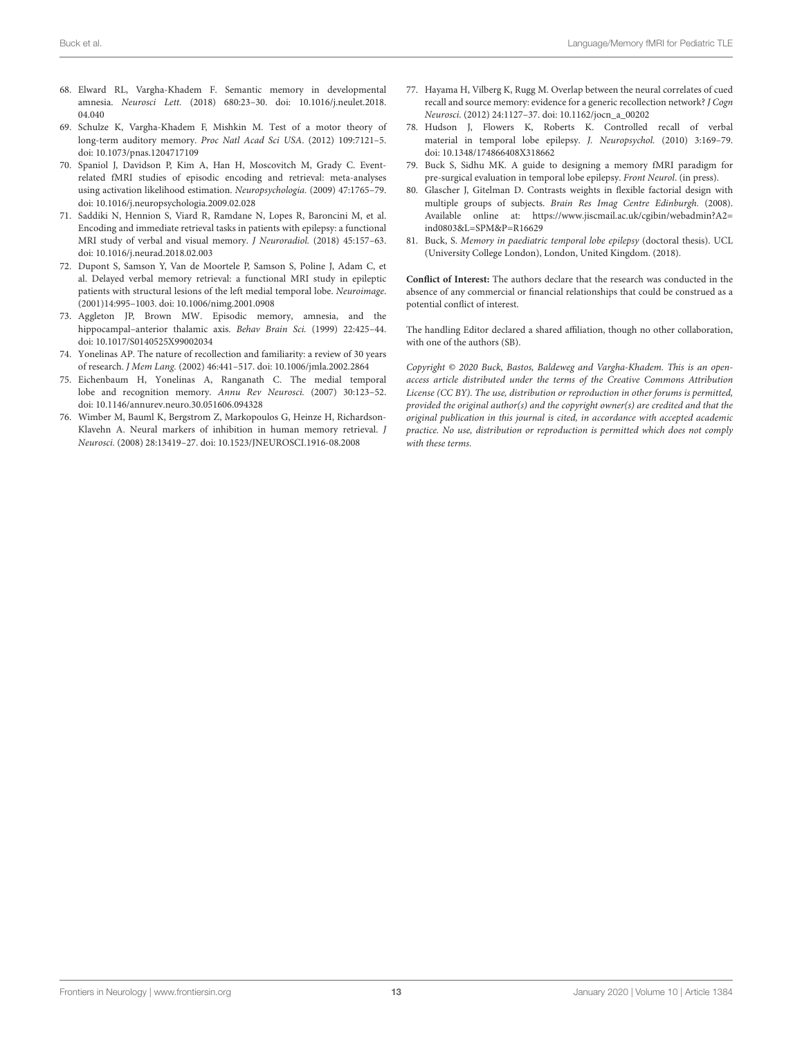68. Elward RL, Vargha-Khadem F. Semantic memory in developmental amnesia. *Neurosci Lett*. (2018) 680:23–30. doi: 10.1016/j.neulet.2018.04.040
69. Schulze K, Vargha-Khadem F, Mishkin M. Test of a motor theory of long-term auditory memory. *Proc Natl Acad Sci USA*. (2012) 109:7121–5. doi: 10.1073/pnas.1204717109
70. Spaniol J, Davidson P, Kim A, Han H, Moscovitch M, Grady C. Event-related fMRI studies of episodic encoding and retrieval: meta-analyses using activation likelihood estimation. *Neuropsychologia*. (2009) 47:1765–79. doi: 10.1016/j.neuropsychologia.2009.02.028
71. Saddiki N, Hennion S, Viard R, Ramdane N, Lopes R, Baroncini M, et al. Encoding and immediate retrieval tasks in patients with epilepsy: a functional MRI study of verbal and visual memory. *J Neuroradiol*. (2018) 45:157–63. doi: 10.1016/j.neurad.2018.02.003
72. Dupont S, Samson Y, Van de Moortele P, Samson S, Poline J, Adam C, et al. Delayed verbal memory retrieval: a functional MRI study in epileptic patients with structural lesions of the left medial temporal lobe. *Neuroimage*. (2001)14:995–1003. doi: 10.1006/nimg.2001.0908
73. Aggleton JP, Brown MW. Episodic memory, amnesia, and the hippocampal–anterior thalamic axis. *Behav Brain Sci*. (1999) 22:425–44. doi: 10.1017/S0140525X99002034
74. Yonelinas AP. The nature of recollection and familiarity: a review of 30 years of research. *J Mem Lang*. (2002) 46:441–517. doi: 10.1006/jmla.2002.2864
75. Eichenbaum H, Yonelinas A, Ranganath C. The medial temporal lobe and recognition memory. *Annu Rev Neurosci*. (2007) 30:123–52. doi: 10.1146/annurev.neuro.30.051606.094328
76. Wimber M, Bauml K, Bergstrom Z, Markopoulos G, Heinze H, Richardson-Klavehn A. Neural markers of inhibition in human memory retrieval. *J Neurosci*. (2008) 28:13419–27. doi: 10.1523/JNEUROSCI.1916-08.2008
77. Hayama H, Vilberg K, Rugg M. Overlap between the neural correlates of cued recall and source memory: evidence for a generic recollection network? *J Cogn Neurosci*. (2012) 24:1127–37. doi: 10.1162/jocn_a_00202
78. Hudson J, Flowers K, Roberts K. Controlled recall of verbal material in temporal lobe epilepsy. *J. Neuropsychol*. (2010) 3:169–79. doi: 10.1348/174866408X318662
79. Buck S, Sidhu MK. A guide to designing a memory fMRI paradigm for pre-surgical evaluation in temporal lobe epilepsy. *Front Neurol*. (in press).
80. Glascher J, Gitelman D. Contrasts weights in flexible factorial design with multiple groups of subjects. *Brain Res Imag Centre Edinburgh*. (2008). Available online at: https://www.jiscmail.ac.uk/cgibin/webadmin?A2=ind0803&L=SPM&P=R16629
81. Buck, S. *Memory in paediatric temporal lobe epilepsy* (doctoral thesis). UCL (University College London), London, United Kingdom. (2018).

**Conflict of Interest:** The authors declare that the research was conducted in the absence of any commercial or financial relationships that could be construed as a potential conflict of interest.

The handling Editor declared a shared affiliation, though no other collaboration, with one of the authors (SB).

*Copyright © 2020 Buck, Bastos, Baldeweg and Vargha-Khadem. This is an open-access article distributed under the terms of the Creative Commons Attribution License (CC BY). The use, distribution or reproduction in other forums is permitted, provided the original author(s) and the copyright owner(s) are credited and that the original publication in this journal is cited, in accordance with accepted academic practice. No use, distribution or reproduction is permitted which does not comply with these terms.*